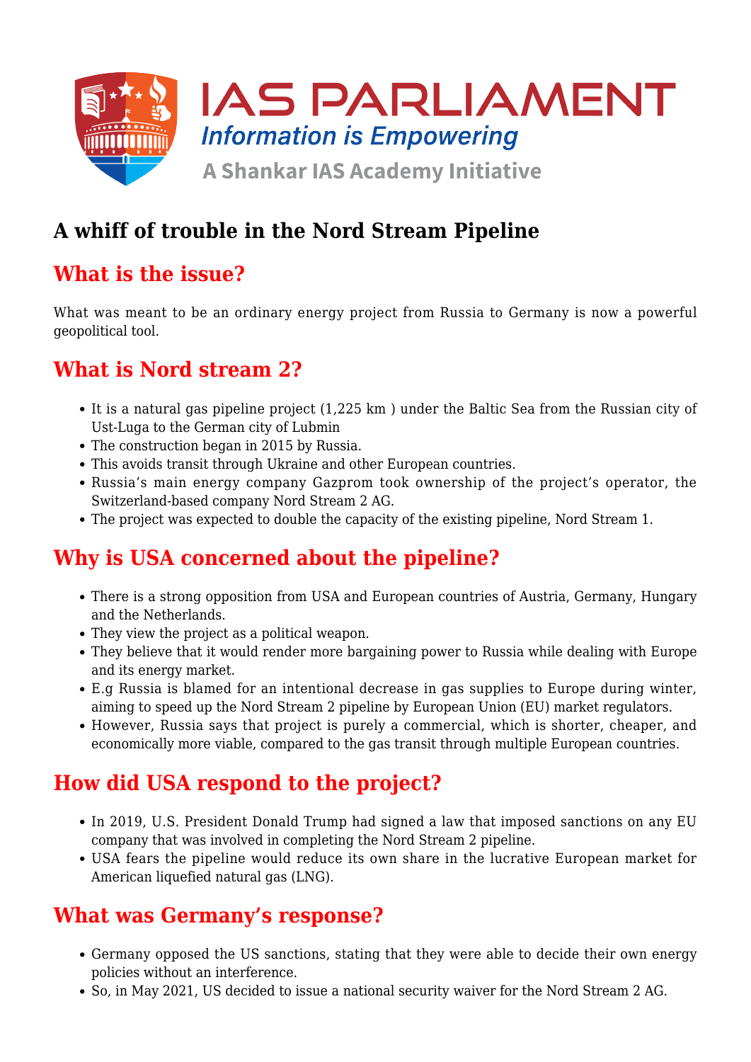# A whiff of trouble in the Nord Stream Pipeline

## What is the issue?

What was meant to be an ordinary energy project from Russia to Germany is now a powerful geopolitical tool.

## What is Nord stream 2?

- It is a natural gas pipeline project (1,225 km ) under the Baltic Sea from the Russian city of Ust-Luga to the German city of Lubmin
- The construction began in 2015 by Russia.
- This avoids transit through Ukraine and other European countries.
- Russia's main energy company Gazprom took ownership of the project's operator, the Switzerland-based company Nord Stream 2 AG.
- The project was expected to double the capacity of the existing pipeline, Nord Stream 1.

## Why is USA concerned about the pipeline?

- There is a strong opposition from USA and European countries of Austria, Germany, Hungary and the Netherlands.
- They view the project as a political weapon.
- They believe that it would render more bargaining power to Russia while dealing with Europe and its energy market.
- E.g Russia is blamed for an intentional decrease in gas supplies to Europe during winter, aiming to speed up the Nord Stream 2 pipeline by European Union (EU) market regulators.
- However, Russia says that project is purely a commercial, which is shorter, cheaper, and economically more viable, compared to the gas transit through multiple European countries.

## How did USA respond to the project?

- In 2019, U.S. President Donald Trump had signed a law that imposed sanctions on any EU company that was involved in completing the Nord Stream 2 pipeline.
- USA fears the pipeline would reduce its own share in the lucrative European market for American liquefied natural gas (LNG).

## What was Germany's response?

- Germany opposed the US sanctions, stating that they were able to decide their own energy policies without an interference.
- So, in May 2021, US decided to issue a national security waiver for the Nord Stream 2 AG.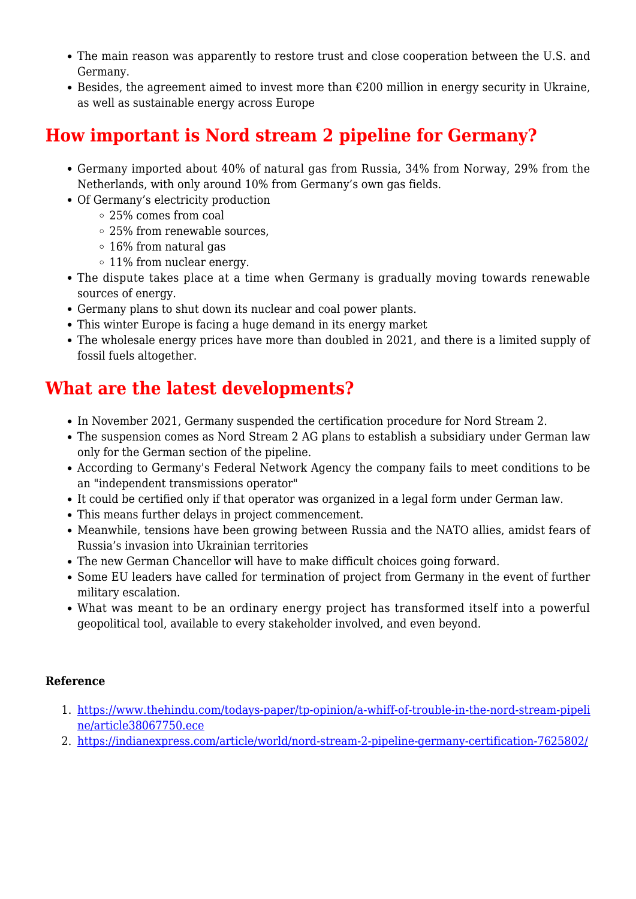- The main reason was apparently to restore trust and close cooperation between the U.S. and Germany.
- Besides, the agreement aimed to invest more than €200 million in energy security in Ukraine, as well as sustainable energy across Europe

## How important is Nord stream 2 pipeline for Germany?

- Germany imported about 40% of natural gas from Russia, 34% from Norway, 29% from the Netherlands, with only around 10% from Germany's own gas fields.
- Of Germany's electricity production
  - 25% comes from coal
  - 25% from renewable sources,
  - 16% from natural gas
  - 11% from nuclear energy.
- The dispute takes place at a time when Germany is gradually moving towards renewable sources of energy.
- Germany plans to shut down its nuclear and coal power plants.
- This winter Europe is facing a huge demand in its energy market
- The wholesale energy prices have more than doubled in 2021, and there is a limited supply of fossil fuels altogether.

## What are the latest developments?

- In November 2021, Germany suspended the certification procedure for Nord Stream 2.
- The suspension comes as Nord Stream 2 AG plans to establish a subsidiary under German law only for the German section of the pipeline.
- According to Germany's Federal Network Agency the company fails to meet conditions to be an "independent transmissions operator"
- It could be certified only if that operator was organized in a legal form under German law.
- This means further delays in project commencement.
- Meanwhile, tensions have been growing between Russia and the NATO allies, amidst fears of Russia's invasion into Ukrainian territories
- The new German Chancellor will have to make difficult choices going forward.
- Some EU leaders have called for termination of project from Germany in the event of further military escalation.
- What was meant to be an ordinary energy project has transformed itself into a powerful geopolitical tool, available to every stakeholder involved, and even beyond.

**Reference**

1. https://www.thehindu.com/todays-paper/tp-opinion/a-whiff-of-trouble-in-the-nord-stream-pipeline/article38067750.ece
2. https://indianexpress.com/article/world/nord-stream-2-pipeline-germany-certification-7625802/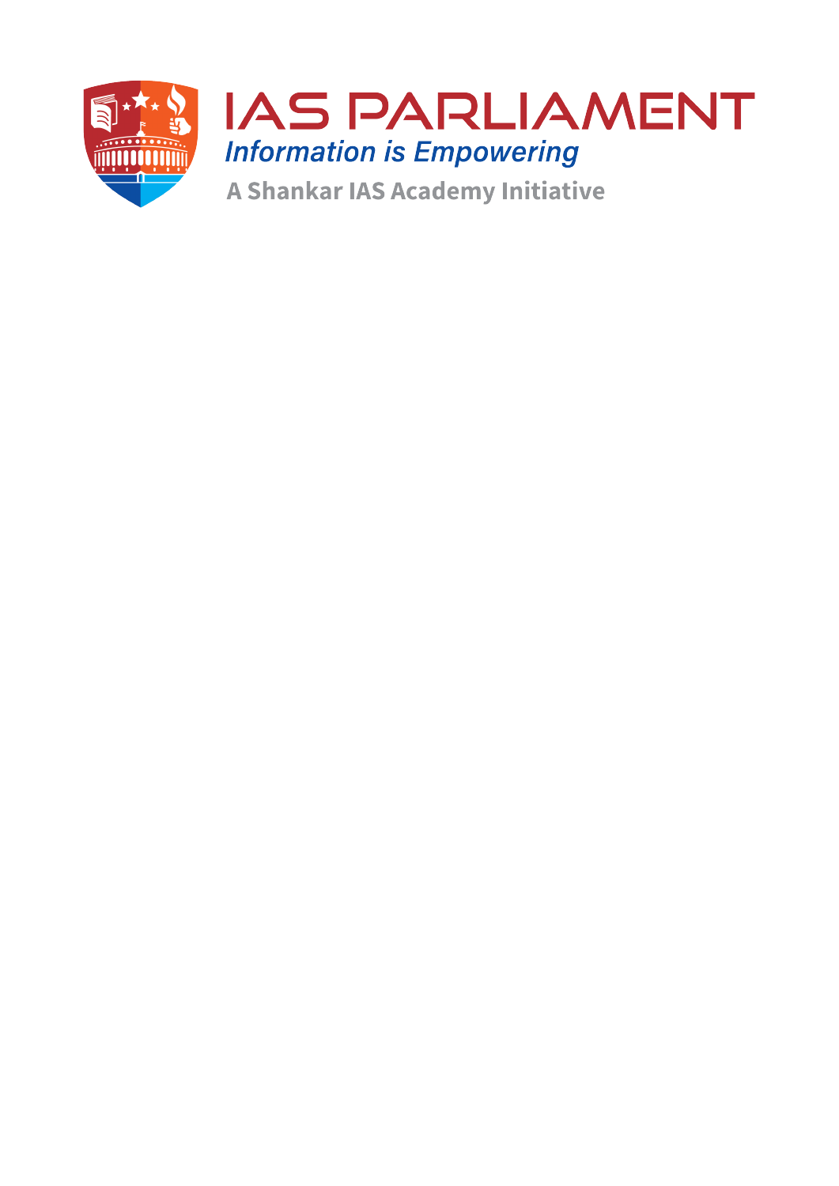# IAS PARLIAMENT

*Information is Empowering*

A Shankar IAS Academy Initiative